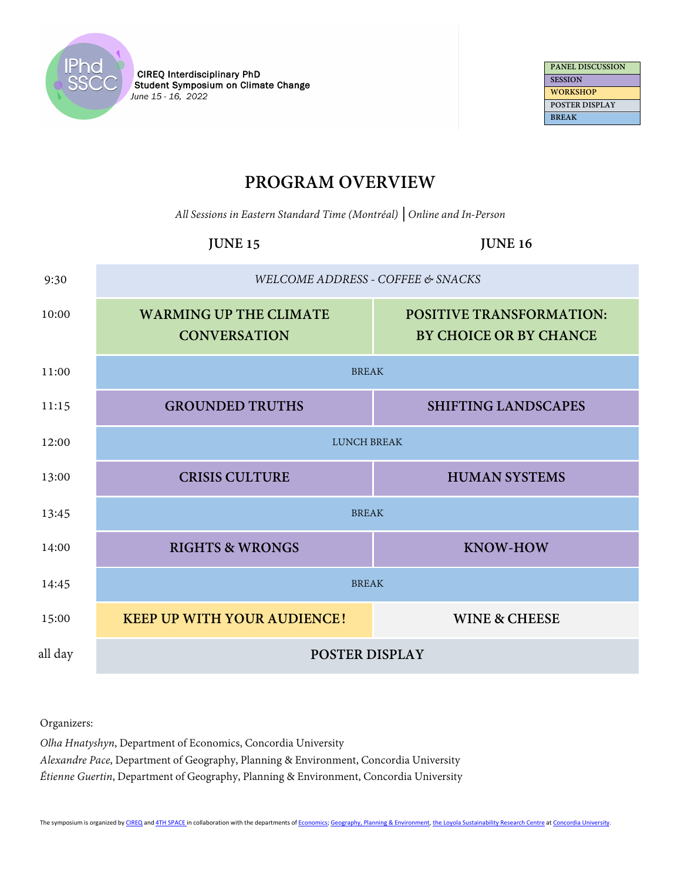IPhd SSCC

CIREQ Interdisciplinary PhD Student Symposium on Climate Change

*June 15 - 16, 2022*

| |
|---|
| PANEL DISCUSSION |
| SESSION |
| WORKSHOP |
| POSTER DISPLAY |
| BREAK |

# PROGRAM OVERVIEW

*All Sessions in Eastern Standard Time (Montréal)* | *Online and In-Person*

| | JUNE 15 | JUNE 16 |
|---|---|---|
| 9:30 | *WELCOME ADDRESS - COFFEE & SNACKS* | |
| 10:00 | **WARMING UP THE CLIMATE CONVERSATION** | **POSITIVE TRANSFORMATION: BY CHOICE OR BY CHANCE** |
| 11:00 | BREAK | |
| 11:15 | **GROUNDED TRUTHS** | **SHIFTING LANDSCAPES** |
| 12:00 | LUNCH BREAK | |
| 13:00 | **CRISIS CULTURE** | **HUMAN SYSTEMS** |
| 13:45 | BREAK | |
| 14:00 | **RIGHTS & WRONGS** | **KNOW-HOW** |
| 14:45 | BREAK | |
| 15:00 | **KEEP UP WITH YOUR AUDIENCE!** | **WINE & CHEESE** |
| all day | **POSTER DISPLAY** | |

Organizers:

*Olha Hnatyshyn*, Department of Economics, Concordia University

*Alexandre Pace*, Department of Geography, Planning & Environment, Concordia University

*Étienne Guertin*, Department of Geography, Planning & Environment, Concordia University

The symposium is organized by CIREQ and 4TH SPACE in collaboration with the departments of Economics; Geography, Planning & Environment, the Loyola Sustainability Research Centre at Concordia University.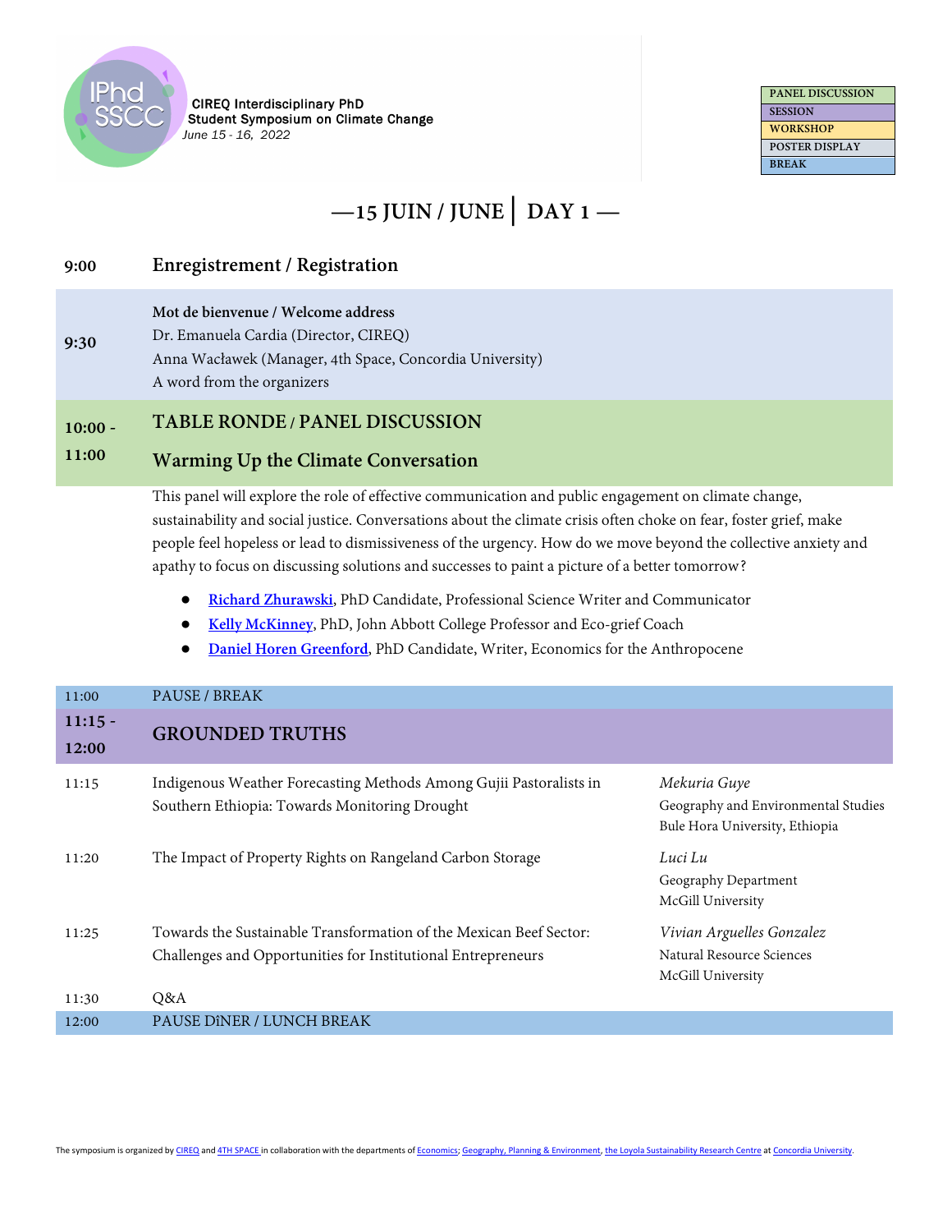CIREQ Interdisciplinary PhD Student Symposium on Climate Change
*June 15 - 16, 2022*

| |
|---|
| PANEL DISCUSSION |
| SESSION |
| WORKSHOP |
| POSTER DISPLAY |
| BREAK |

## —15 JUIN / JUNE | DAY 1 —

**9:00** **Enregistrement / Registration**

**9:30** **Mot de bienvenue / Welcome address**
Dr. Emanuela Cardia (Director, CIREQ)
Anna Wacławek (Manager, 4th Space, Concordia University)
A word from the organizers

**10:00 - 11:00** **TABLE RONDE / PANEL DISCUSSION**

### Warming Up the Climate Conversation

This panel will explore the role of effective communication and public engagement on climate change, sustainability and social justice. Conversations about the climate crisis often choke on fear, foster grief, make people feel hopeless or lead to dismissiveness of the urgency. How do we move beyond the collective anxiety and apathy to focus on discussing solutions and successes to paint a picture of a better tomorrow?

- **Richard Zhurawski**, PhD Candidate, Professional Science Writer and Communicator
- **Kelly McKinney**, PhD, John Abbott College Professor and Eco-grief Coach
- **Daniel Horen Greenford**, PhD Candidate, Writer, Economics for the Anthropocene

11:00 PAUSE / BREAK

**11:15 - 12:00** **GROUNDED TRUTHS**

| Time | Title | Presenter |
|---|---|---|
| 11:15 | Indigenous Weather Forecasting Methods Among Gujii Pastoralists in Southern Ethiopia: Towards Monitoring Drought | *Mekuria Guye*<br>Geography and Environmental Studies<br>Bule Hora University, Ethiopia |
| 11:20 | The Impact of Property Rights on Rangeland Carbon Storage | *Luci Lu*<br>Geography Department<br>McGill University |
| 11:25 | Towards the Sustainable Transformation of the Mexican Beef Sector: Challenges and Opportunities for Institutional Entrepreneurs | *Vivian Arguelles Gonzalez*<br>Natural Resource Sciences<br>McGill University |
| 11:30 | Q&A | |

12:00 PAUSE DINER / LUNCH BREAK

The symposium is organized by CIREQ and 4TH SPACE in collaboration with the departments of Economics; Geography, Planning & Environment, the Loyola Sustainability Research Centre at Concordia University.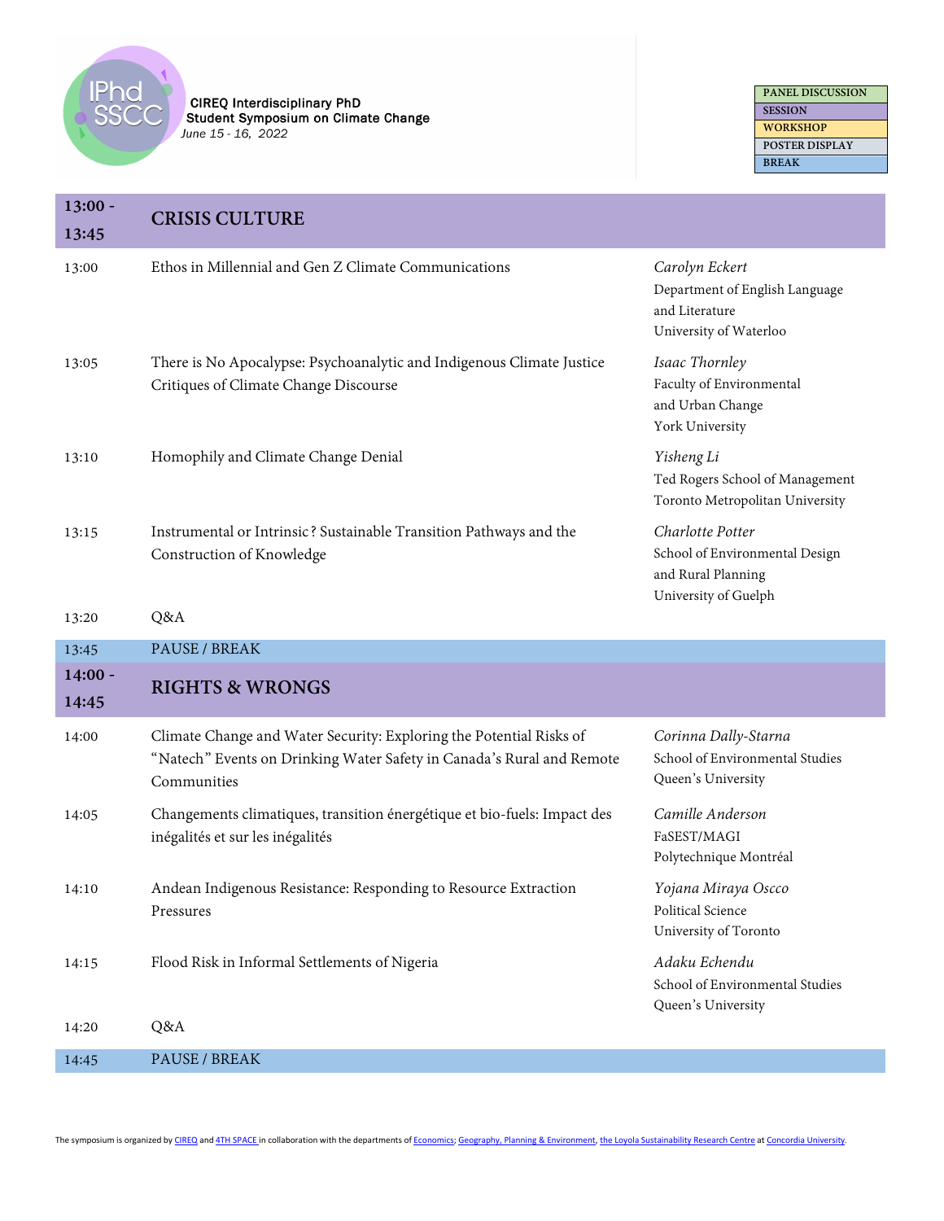CIREQ Interdisciplinary PhD Student Symposium on Climate Change
*June 15 - 16, 2022*

| |
|---|
| PANEL DISCUSSION |
| SESSION |
| WORKSHOP |
| POSTER DISPLAY |
| BREAK |

| Time | Title | Presenter |
|---|---|---|
| **13:00 - 13:45** | **CRISIS CULTURE** | |
| 13:00 | Ethos in Millennial and Gen Z Climate Communications | *Carolyn Eckert*<br>Department of English Language and Literature<br>University of Waterloo |
| 13:05 | There is No Apocalypse: Psychoanalytic and Indigenous Climate Justice Critiques of Climate Change Discourse | *Isaac Thornley*<br>Faculty of Environmental and Urban Change<br>York University |
| 13:10 | Homophily and Climate Change Denial | *Yisheng Li*<br>Ted Rogers School of Management<br>Toronto Metropolitan University |
| 13:15 | Instrumental or Intrinsic? Sustainable Transition Pathways and the Construction of Knowledge | *Charlotte Potter*<br>School of Environmental Design and Rural Planning<br>University of Guelph |
| 13:20 | Q&A | |
| 13:45 | PAUSE / BREAK | |
| **14:00 - 14:45** | **RIGHTS & WRONGS** | |
| 14:00 | Climate Change and Water Security: Exploring the Potential Risks of “Natech” Events on Drinking Water Safety in Canada’s Rural and Remote Communities | *Corinna Dally-Starna*<br>School of Environmental Studies<br>Queen’s University |
| 14:05 | Changements climatiques, transition énergétique et bio-fuels: Impact des inégalités et sur les inégalités | *Camille Anderson*<br>FaSEST/MAGI<br>Polytechnique Montréal |
| 14:10 | Andean Indigenous Resistance: Responding to Resource Extraction Pressures | *Yojana Miraya Oscco*<br>Political Science<br>University of Toronto |
| 14:15 | Flood Risk in Informal Settlements of Nigeria | *Adaku Echendu*<br>School of Environmental Studies<br>Queen’s University |
| 14:20 | Q&A | |
| 14:45 | PAUSE / BREAK | |

The symposium is organized by CIREQ and 4TH SPACE in collaboration with the departments of Economics; Geography, Planning & Environment, the Loyola Sustainability Research Centre at Concordia University.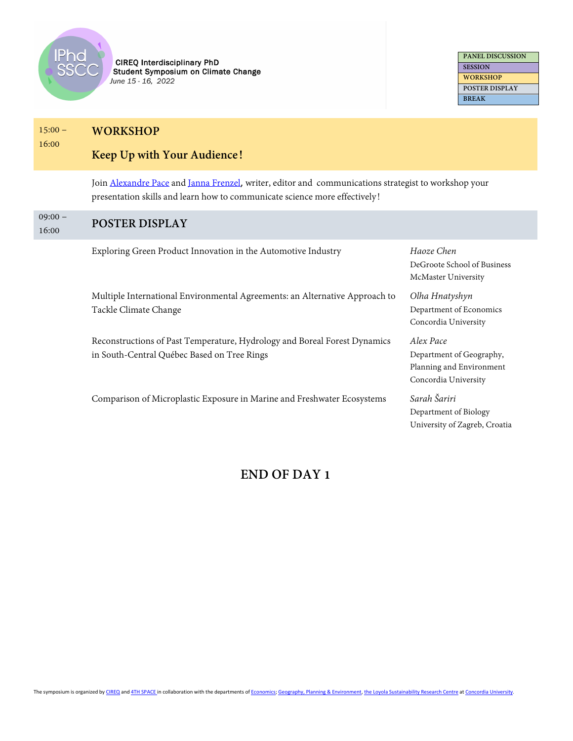CIREQ Interdisciplinary PhD Student Symposium on Climate Change
*June 15 - 16, 2022*

| PANEL DISCUSSION |
|---|
| SESSION |
| WORKSHOP |
| POSTER DISPLAY |
| BREAK |

15:00 – 16:00

## WORKSHOP

### Keep Up with Your Audience!

Join Alexandre Pace and Janna Frenzel, writer, editor and communications strategist to workshop your presentation skills and learn how to communicate science more effectively!

09:00 – 16:00

## POSTER DISPLAY

Exploring Green Product Innovation in the Automotive Industry — *Haoze Chen*, DeGroote School of Business, McMaster University

Multiple International Environmental Agreements: an Alternative Approach to Tackle Climate Change — *Olha Hnatyshyn*, Department of Economics, Concordia University

Reconstructions of Past Temperature, Hydrology and Boreal Forest Dynamics in South-Central Québec Based on Tree Rings — *Alex Pace*, Department of Geography, Planning and Environment, Concordia University

Comparison of Microplastic Exposure in Marine and Freshwater Ecosystems — *Sarah Šariri*, Department of Biology, University of Zagreb, Croatia

## END OF DAY 1

The symposium is organized by CIREQ and 4TH SPACE in collaboration with the departments of Economics; Geography, Planning & Environment, the Loyola Sustainability Research Centre at Concordia University.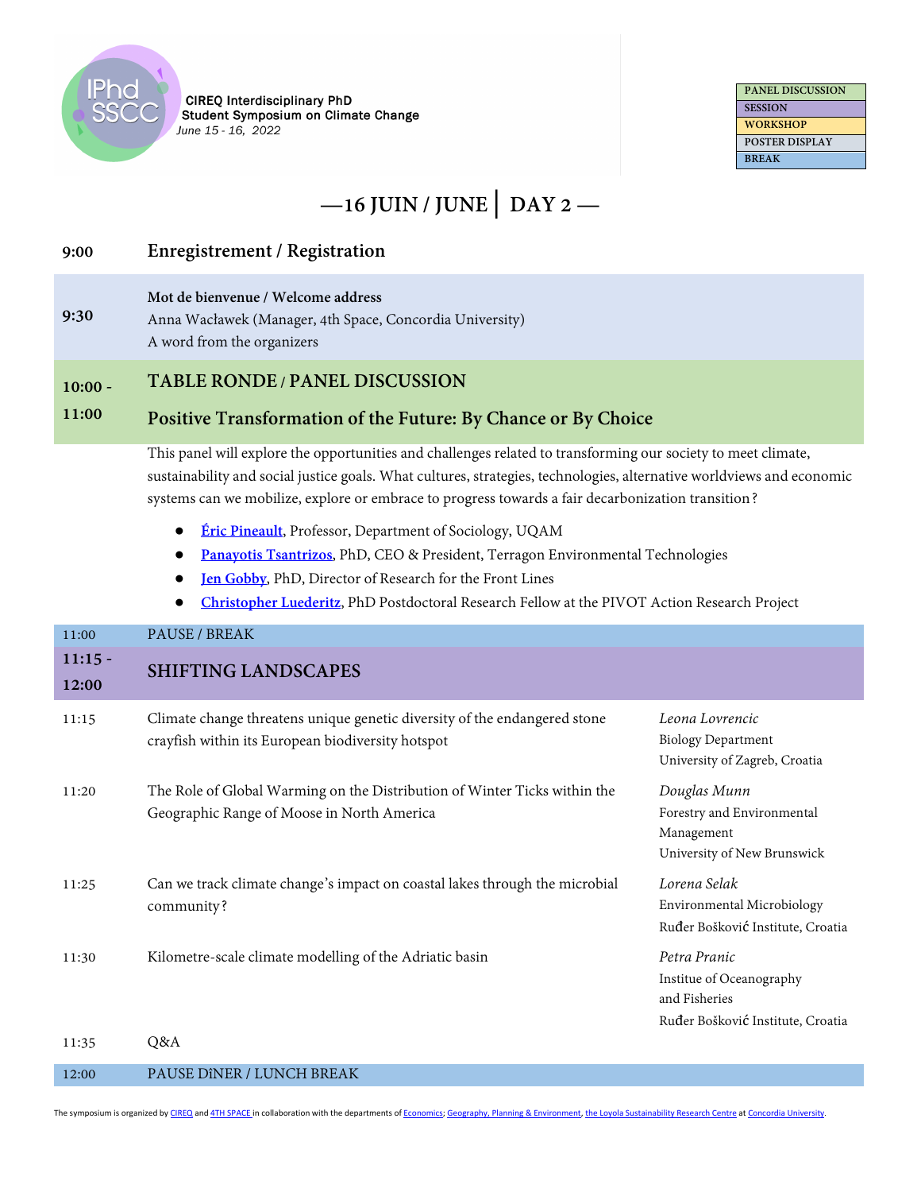IPhd SSCC

CIREQ Interdisciplinary PhD Student Symposium on Climate Change
*June 15 - 16, 2022*

| PANEL DISCUSSION |
|---|
| SESSION |
| WORKSHOP |
| POSTER DISPLAY |
| BREAK |

# —16 JUIN / JUNE │ DAY 2 —

**9:00** — **Enregistrement / Registration**

**9:30** — **Mot de bienvenue / Welcome address**
Anna Wacławek (Manager, 4th Space, Concordia University)
A word from the organizers

**10:00 - 11:00** — **TABLE RONDE / PANEL DISCUSSION**

## Positive Transformation of the Future: By Chance or By Choice

This panel will explore the opportunities and challenges related to transforming our society to meet climate, sustainability and social justice goals. What cultures, strategies, technologies, alternative worldviews and economic systems can we mobilize, explore or embrace to progress towards a fair decarbonization transition?

- **Éric Pineault**, Professor, Department of Sociology, UQAM
- **Panayotis Tsantrizos**, PhD, CEO & President, Terragon Environmental Technologies
- **Jen Gobby**, PhD, Director of Research for the Front Lines
- **Christopher Luederitz**, PhD Postdoctoral Research Fellow at the PIVOT Action Research Project

11:00 — PAUSE / BREAK

**11:15 - 12:00** — **SHIFTING LANDSCAPES**

| Time | Title | Presenter |
|---|---|---|
| 11:15 | Climate change threatens unique genetic diversity of the endangered stone crayfish within its European biodiversity hotspot | *Leona Lovrencic*<br>Biology Department<br>University of Zagreb, Croatia |
| 11:20 | The Role of Global Warming on the Distribution of Winter Ticks within the Geographic Range of Moose in North America | *Douglas Munn*<br>Forestry and Environmental Management<br>University of New Brunswick |
| 11:25 | Can we track climate change's impact on coastal lakes through the microbial community? | *Lorena Selak*<br>Environmental Microbiology<br>Ruđer Bošković Institute, Croatia |
| 11:30 | Kilometre-scale climate modelling of the Adriatic basin | *Petra Pranic*<br>Institue of Oceanography and Fisheries<br>Ruđer Bošković Institute, Croatia |
| 11:35 | Q&A | |

12:00 — PAUSE DîNER / LUNCH BREAK

The symposium is organized by CIREQ and 4TH SPACE in collaboration with the departments of Economics; Geography, Planning & Environment, the Loyola Sustainability Research Centre at Concordia University.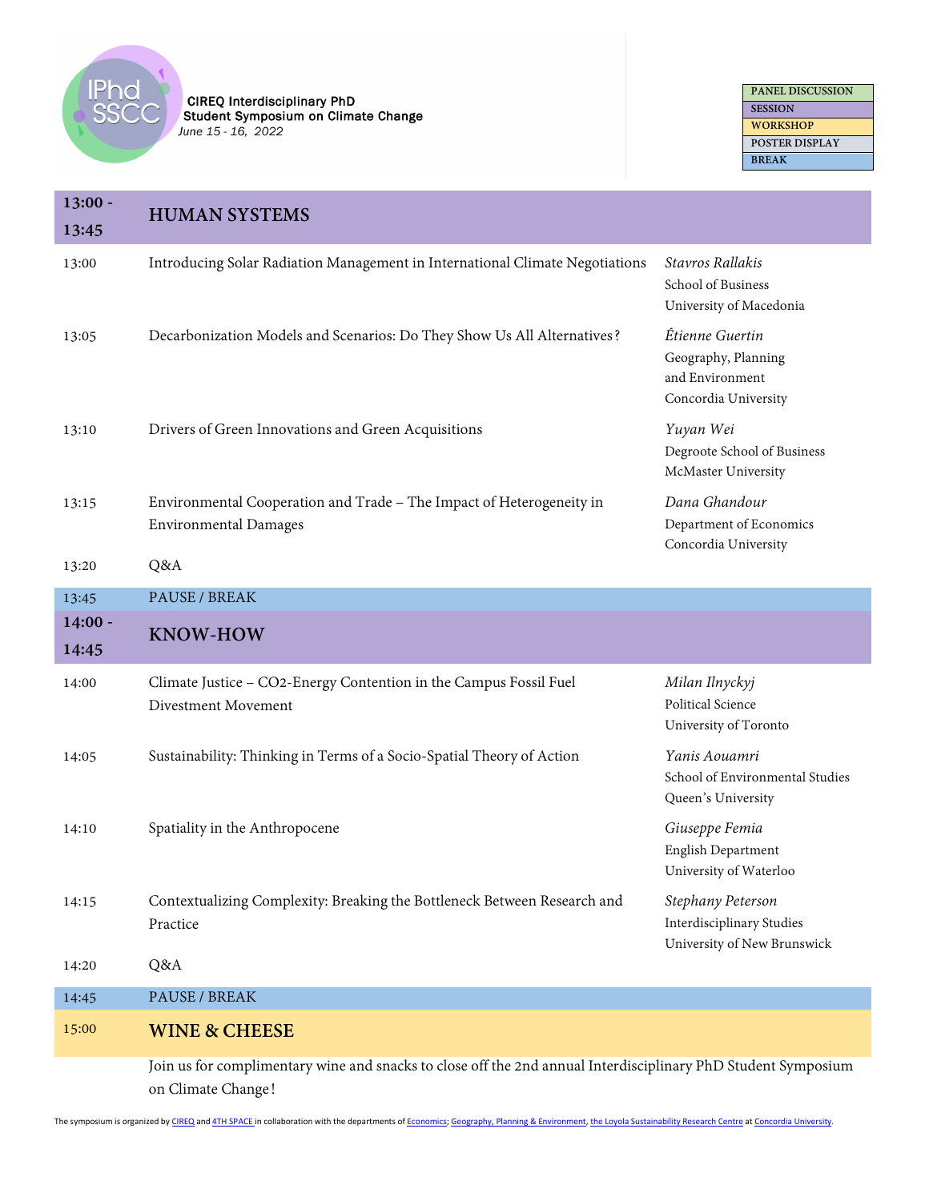CIREQ Interdisciplinary PhD Student Symposium on Climate Change
*June 15 - 16, 2022*

| PANEL DISCUSSION |
|---|
| SESSION |
| WORKSHOP |
| POSTER DISPLAY |
| BREAK |

| Time | Program | Presenter |
|---|---|---|
| **13:00 - 13:45** | **HUMAN SYSTEMS** | |
| 13:00 | Introducing Solar Radiation Management in International Climate Negotiations | *Stavros Rallakis*<br>School of Business<br>University of Macedonia |
| 13:05 | Decarbonization Models and Scenarios: Do They Show Us All Alternatives? | *Étienne Guertin*<br>Geography, Planning and Environment<br>Concordia University |
| 13:10 | Drivers of Green Innovations and Green Acquisitions | *Yuyan Wei*<br>Degroote School of Business<br>McMaster University |
| 13:15 | Environmental Cooperation and Trade – The Impact of Heterogeneity in Environmental Damages | *Dana Ghandour*<br>Department of Economics<br>Concordia University |
| 13:20 | Q&A | |
| 13:45 | PAUSE / BREAK | |
| **14:00 - 14:45** | **KNOW-HOW** | |
| 14:00 | Climate Justice – CO2-Energy Contention in the Campus Fossil Fuel Divestment Movement | *Milan Ilnyckyj*<br>Political Science<br>University of Toronto |
| 14:05 | Sustainability: Thinking in Terms of a Socio-Spatial Theory of Action | *Yanis Aouamri*<br>School of Environmental Studies<br>Queen's University |
| 14:10 | Spatiality in the Anthropocene | *Giuseppe Femia*<br>English Department<br>University of Waterloo |
| 14:15 | Contextualizing Complexity: Breaking the Bottleneck Between Research and Practice | *Stephany Peterson*<br>Interdisciplinary Studies<br>University of New Brunswick |
| 14:20 | Q&A | |
| 14:45 | PAUSE / BREAK | |
| 15:00 | **WINE & CHEESE** | |
| | Join us for complimentary wine and snacks to close off the 2nd annual Interdisciplinary PhD Student Symposium on Climate Change! | |

The symposium is organized by CIREQ and 4TH SPACE in collaboration with the departments of Economics; Geography, Planning & Environment, the Loyola Sustainability Research Centre at Concordia University.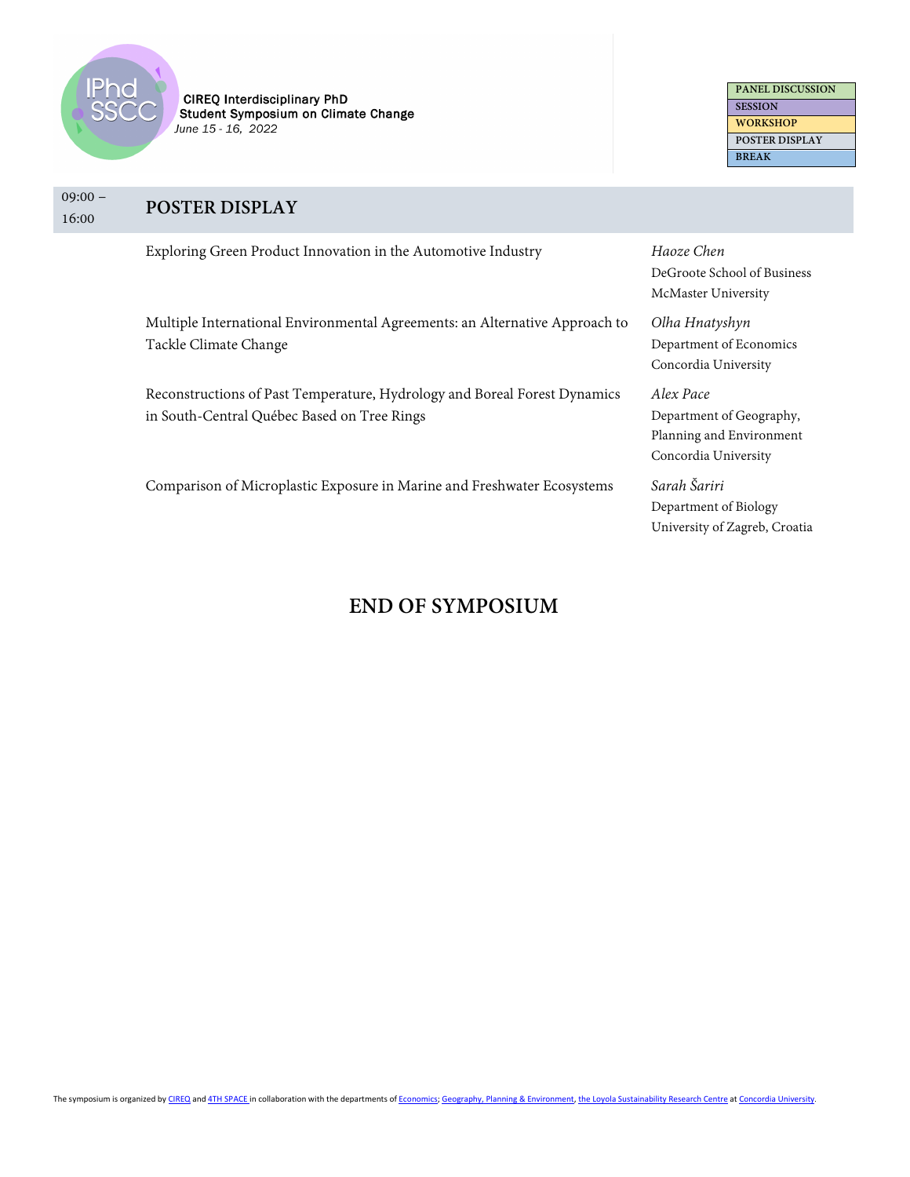CIREQ Interdisciplinary PhD Student Symposium on Climate Change
*June 15 - 16, 2022*

| |
|---|
| PANEL DISCUSSION |
| SESSION |
| WORKSHOP |
| POSTER DISPLAY |
| BREAK |

## 09:00 – 16:00 POSTER DISPLAY

| | |
|---|---|
| Exploring Green Product Innovation in the Automotive Industry | *Haoze Chen*<br>DeGroote School of Business<br>McMaster University |
| Multiple International Environmental Agreements: an Alternative Approach to Tackle Climate Change | *Olha Hnatyshyn*<br>Department of Economics<br>Concordia University |
| Reconstructions of Past Temperature, Hydrology and Boreal Forest Dynamics in South-Central Québec Based on Tree Rings | *Alex Pace*<br>Department of Geography, Planning and Environment<br>Concordia University |
| Comparison of Microplastic Exposure in Marine and Freshwater Ecosystems | *Sarah Šariri*<br>Department of Biology<br>University of Zagreb, Croatia |

## END OF SYMPOSIUM

The symposium is organized by CIREQ and 4TH SPACE in collaboration with the departments of Economics; Geography, Planning & Environment, the Loyola Sustainability Research Centre at Concordia University.